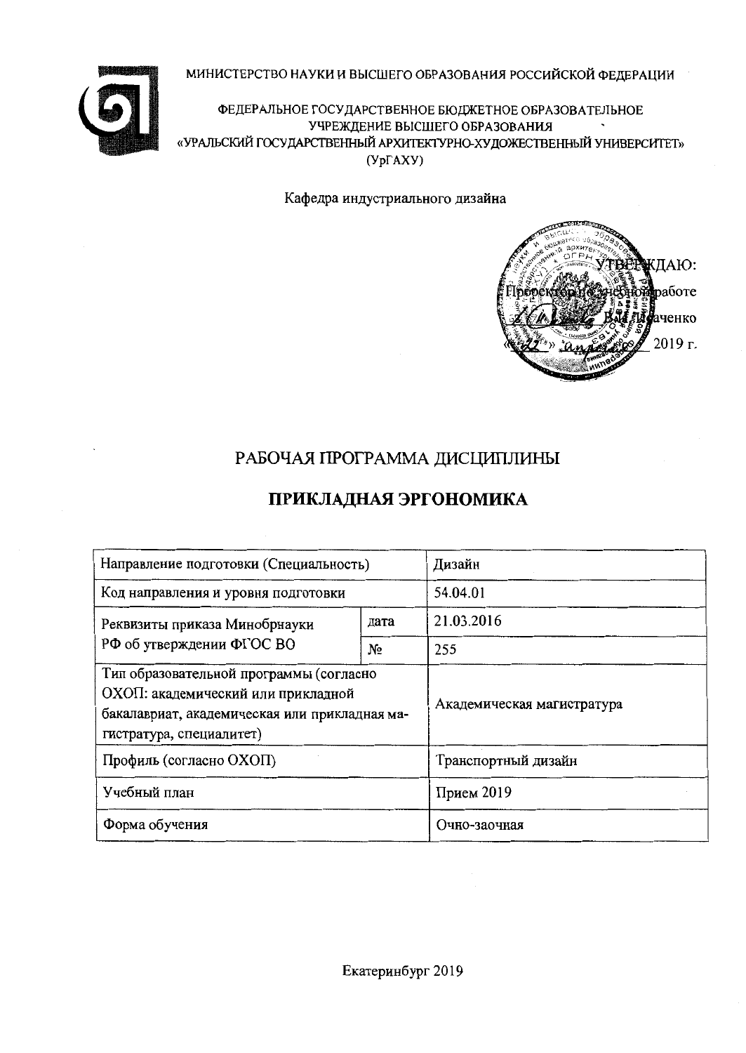МИНИСТЕРСТВО НАУКИ И ВЫСШЕГО ОБРАЗОВАНИЯ РОССИЙСКОЙ ФЕДЕРАЦИИ

ФЕДЕРАЛЬНОЕ ГОСУДАРСТВЕННОЕ БЮДЖЕТНОЕ ОБРАЗОВАТЕЛЬНОЕ УЧРЕЖДЕНИЕ ВЫСШЕГО ОБРАЗОВАНИЯ
«УРАЛЬСКИЙ ГОСУДАРСТВЕННЫЙ АРХИТЕКТУРНО-ХУДОЖЕСТВЕННЫЙ УНИВЕРСИТЕТ»
(УрГАХУ)

Кафедра индустриального дизайна

УТВЕРЖДАЮ:
Проректор по учебной работе
В.А. Исаченко
« » 2019 г.

# РАБОЧАЯ ПРОГРАММА ДИСЦИПЛИНЫ

# ПРИКЛАДНАЯ ЭРГОНОМИКА

| Направление подготовки (Специальность) | | Дизайн |
|---|---|---|
| Код направления и уровня подготовки | | 54.04.01 |
| Реквизиты приказа Минобрнауки РФ об утверждении ФГОС ВО | дата | 21.03.2016 |
| | № | 255 |
| Тип образовательной программы (согласно ОХОП: академический или прикладной бакалавриат, академическая или прикладная магистратура, специалитет) | | Академическая магистратура |
| Профиль (согласно ОХОП) | | Транспортный дизайн |
| Учебный план | | Прием 2019 |
| Форма обучения | | Очно-заочная |

Екатеринбург 2019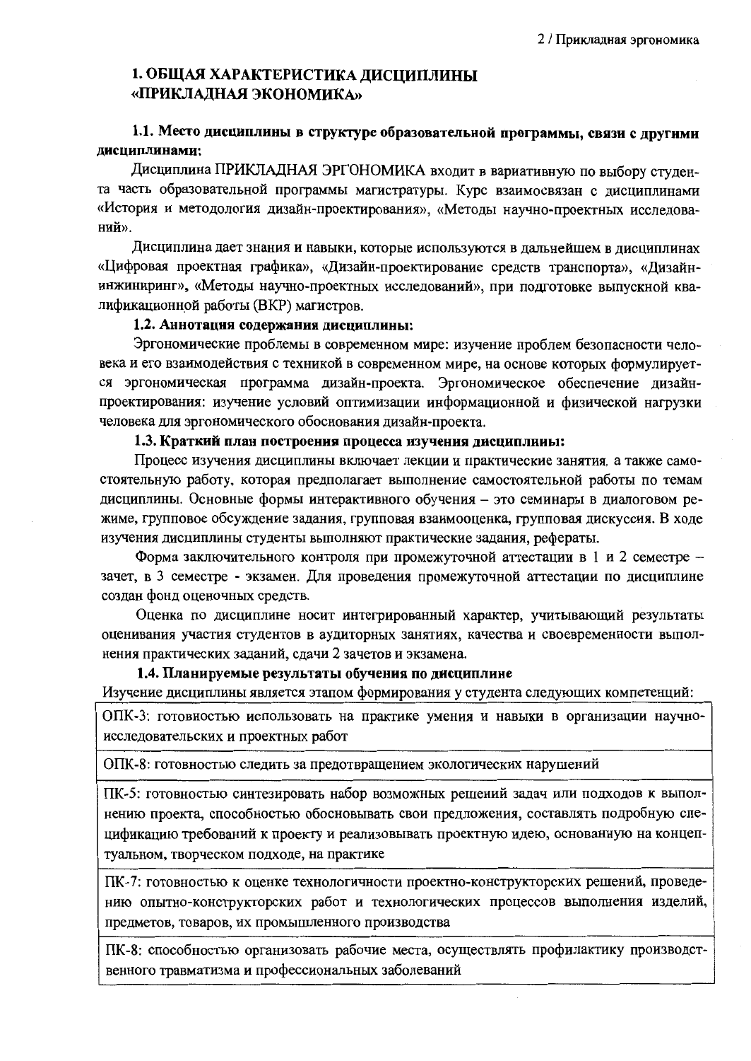## 1. ОБЩАЯ ХАРАКТЕРИСТИКА ДИСЦИПЛИНЫ «ПРИКЛАДНАЯ ЭКОНОМИКА»

### 1.1. Место дисциплины в структуре образовательной программы, связи с другими дисциплинами:

Дисциплина ПРИКЛАДНАЯ ЭРГОНОМИКА входит в вариативную по выбору студента часть образовательной программы магистратуры. Курс взаимосвязан с дисциплинами «История и методология дизайн-проектирования», «Методы научно-проектных исследований».

Дисциплина дает знания и навыки, которые используются в дальнейшем в дисциплинах «Цифровая проектная графика», «Дизайн-проектирование средств транспорта», «Дизайн-инжиниринг», «Методы научно-проектных исследований», при подготовке выпускной квалификационной работы (ВКР) магистров.

### 1.2. Аннотация содержания дисциплины:

Эргономические проблемы в современном мире: изучение проблем безопасности человека и его взаимодействия с техникой в современном мире, на основе которых формулируется эргономическая программа дизайн-проекта. Эргономическое обеспечение дизайн-проектирования: изучение условий оптимизации информационной и физической нагрузки человека для эргономического обоснования дизайн-проекта.

### 1.3. Краткий план построения процесса изучения дисциплины:

Процесс изучения дисциплины включает лекции и практические занятия, а также самостоятельную работу, которая предполагает выполнение самостоятельной работы по темам дисциплины. Основные формы интерактивного обучения – это семинары в диалоговом режиме, групповое обсуждение задания, групповая взаимооценка, групповая дискуссия. В ходе изучения дисциплины студенты выполняют практические задания, рефераты.

Форма заключительного контроля при промежуточной аттестации в 1 и 2 семестре – зачет, в 3 семестре - экзамен. Для проведения промежуточной аттестации по дисциплине создан фонд оценочных средств.

Оценка по дисциплине носит интегрированный характер, учитывающий результаты оценивания участия студентов в аудиторных занятиях, качества и своевременности выполнения практических заданий, сдачи 2 зачетов и экзамена.

### 1.4. Планируемые результаты обучения по дисциплине

Изучение дисциплины является этапом формирования у студента следующих компетенций:

| |
|---|
| ОПК-3: готовностью использовать на практике умения и навыки в организации научно-исследовательских и проектных работ |
| ОПК-8: готовностью следить за предотвращением экологических нарушений |
| ПК-5: готовностью синтезировать набор возможных решений задач или подходов к выполнению проекта, способностью обосновывать свои предложения, составлять подробную спецификацию требований к проекту и реализовывать проектную идею, основанную на концептуальном, творческом подходе, на практике |
| ПК-7: готовностью к оценке технологичности проектно-конструкторских решений, проведению опытно-конструкторских работ и технологических процессов выполнения изделий, предметов, товаров, их промышленного производства |
| ПК-8: способностью организовать рабочие места, осуществлять профилактику производственного травматизма и профессиональных заболеваний |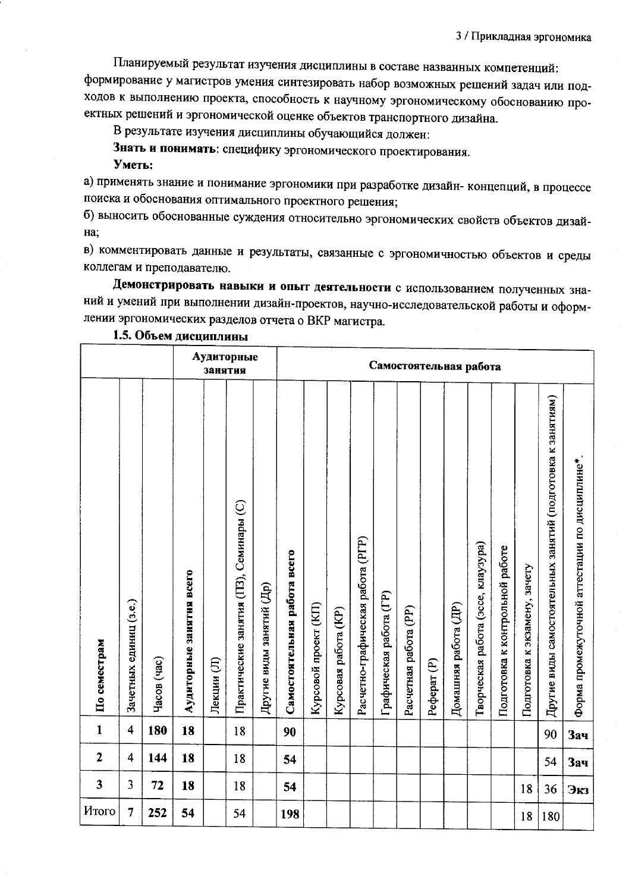Планируемый результат изучения дисциплины в составе названных компетенций: формирование у магистров умения синтезировать набор возможных решений задач или подходов к выполнению проекта, способность к научному эргономическому обоснованию проектных решений и эргономической оценке объектов транспортного дизайна.

В результате изучения дисциплины обучающийся должен:

**Знать и понимать**: специфику эргономического проектирования.

**Уметь:**

а) применять знание и понимание эргономики при разработке дизайн- концепций, в процессе поиска и обоснования оптимального проектного решения;

б) выносить обоснованные суждения относительно эргономических свойств объектов дизайна;

в) комментировать данные и результаты, связанные с эргономичностью объектов и среды коллегам и преподавателю.

**Демонстрировать навыки и опыт деятельности** с использованием полученных знаний и умений при выполнении дизайн-проектов, научно-исследовательской работы и оформлении эргономических разделов отчета о ВКР магистра.

### 1.5. Объем дисциплины

| | | | Аудиторные занятия | | | | Самостоятельная работа | | | | | | | | | | | | | |
|---|---|---|---|---|---|---|---|---|---|---|---|---|---|---|---|---|---|---|---|---|
| **По семестрам** | Зачетных единиц (з.е.) | Часов (час) | **Аудиторные занятия всего** | Лекции (Л) | Практические занятия (ПЗ), Семинары (С) | Другие виды занятий (Др) | **Самостоятельная работа всего** | Курсовой проект (КП) | Курсовая работа (КР) | Расчетно-графическая работа (РГР) | Графическая работа (ГР) | Расчетная работа (РР) | Реферат (Р) | Домашняя работа (ДР) | Творческая работа (эссе, клаузура) | Подготовка к контрольной работе | Подготовка к экзамену, зачету | Другие виды самостоятельных занятий (подготовка к занятиям) | Форма промежуточной аттестации по дисциплине*. |
| **1** | 4 | **180** | **18** | | 18 | | **90** | | | | | | | | | | | 90 | **Зач** |
| **2** | 4 | 144 | **18** | | 18 | | **54** | | | | | | | | | | | 54 | **Зач** |
| **3** | 3 | **72** | **18** | | 18 | | **54** | | | | | | | | | | 18 | 36 | **Экз** |
| Итого | **7** | **252** | **54** | | 54 | | **198** | | | | | | | | | | 18 | 180 | |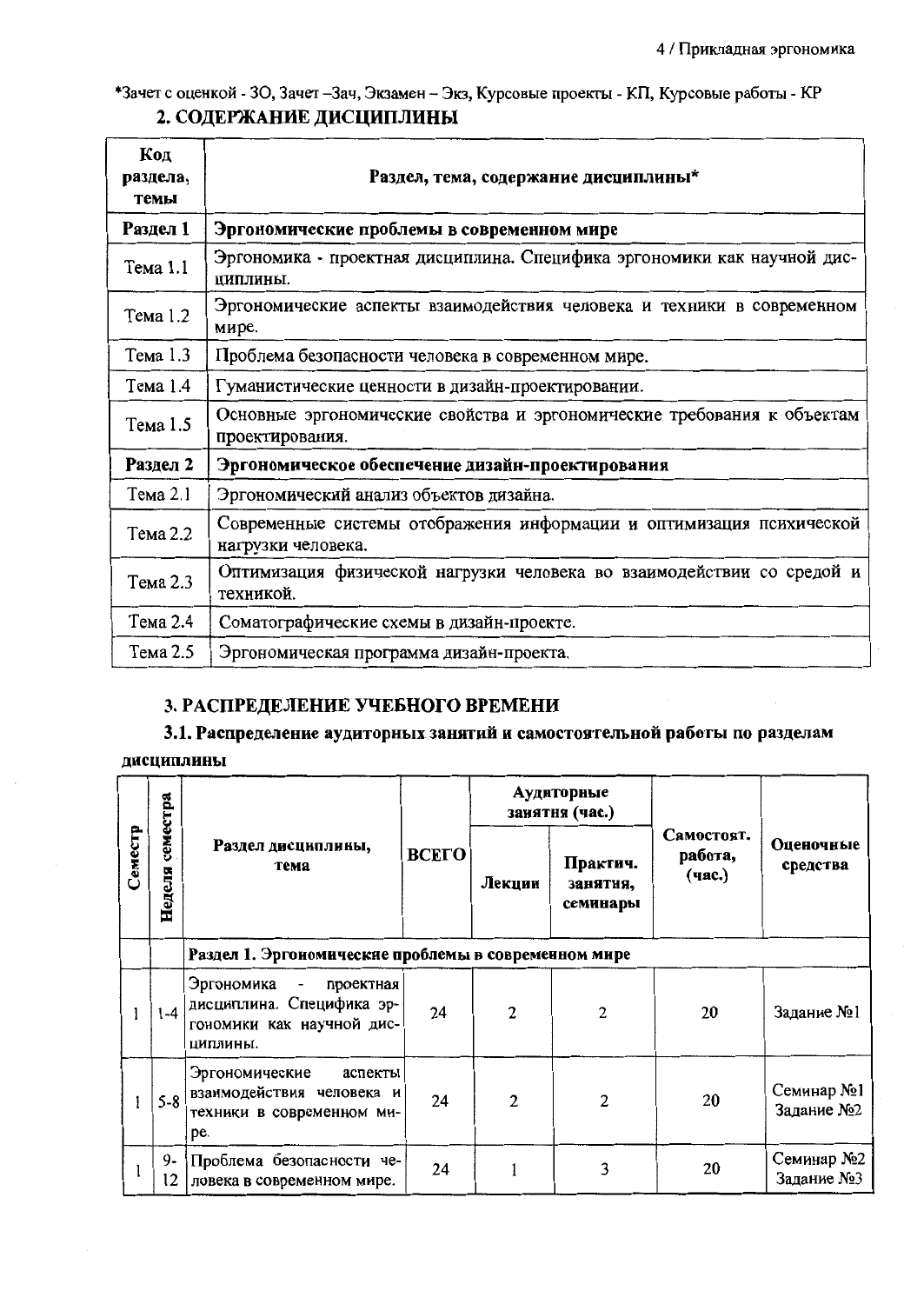*Зачет с оценкой - ЗО, Зачет –Зач, Экзамен – Экз, Курсовые проекты - КП, Курсовые работы - КР

## 2. СОДЕРЖАНИЕ ДИСЦИПЛИНЫ

| Код раздела, темы | Раздел, тема, содержание дисциплины* |
|---|---|
| **Раздел 1** | **Эргономические проблемы в современном мире** |
| Тема 1.1 | Эргономика - проектная дисциплина. Специфика эргономики как научной дисциплины. |
| Тема 1.2 | Эргономические аспекты взаимодействия человека и техники в современном мире. |
| Тема 1.3 | Проблема безопасности человека в современном мире. |
| Тема 1.4 | Гуманистические ценности в дизайн-проектировании. |
| Тема 1.5 | Основные эргономические свойства и эргономические требования к объектам проектирования. |
| **Раздел 2** | **Эргономическое обеспечение дизайн-проектирования** |
| Тема 2.1 | Эргономический анализ объектов дизайна. |
| Тема 2.2 | Современные системы отображения информации и оптимизация психической нагрузки человека. |
| Тема 2.3 | Оптимизация физической нагрузки человека во взаимодействии со средой и техникой. |
| Тема 2.4 | Соматографические схемы в дизайн-проекте. |
| Тема 2.5 | Эргономическая программа дизайн-проекта. |

## 3. РАСПРЕДЕЛЕНИЕ УЧЕБНОГО ВРЕМЕНИ

### 3.1. Распределение аудиторных занятий и самостоятельной работы по разделам дисциплины

| Семестр | Неделя семестра | Раздел дисциплины, тема | ВСЕГО | Аудиторные занятия (час.) | | Самостоят. работа, (час.) | Оценочные средства |
|---|---|---|---|---|---|---|---|
| | | | | Лекции | Практич. занятия, семинары | | |
| | | **Раздел 1. Эргономические проблемы в современном мире** | | | | | |
| 1 | 1-4 | Эргономика - проектная дисциплина. Специфика эргономики как научной дисциплины. | 24 | 2 | 2 | 20 | Задание №1 |
| 1 | 5-8 | Эргономические аспекты взаимодействия человека и техники в современном мире. | 24 | 2 | 2 | 20 | Семинар №1 Задание №2 |
| 1 | 9-12 | Проблема безопасности человека в современном мире. | 24 | 1 | 3 | 20 | Семинар №2 Задание №3 |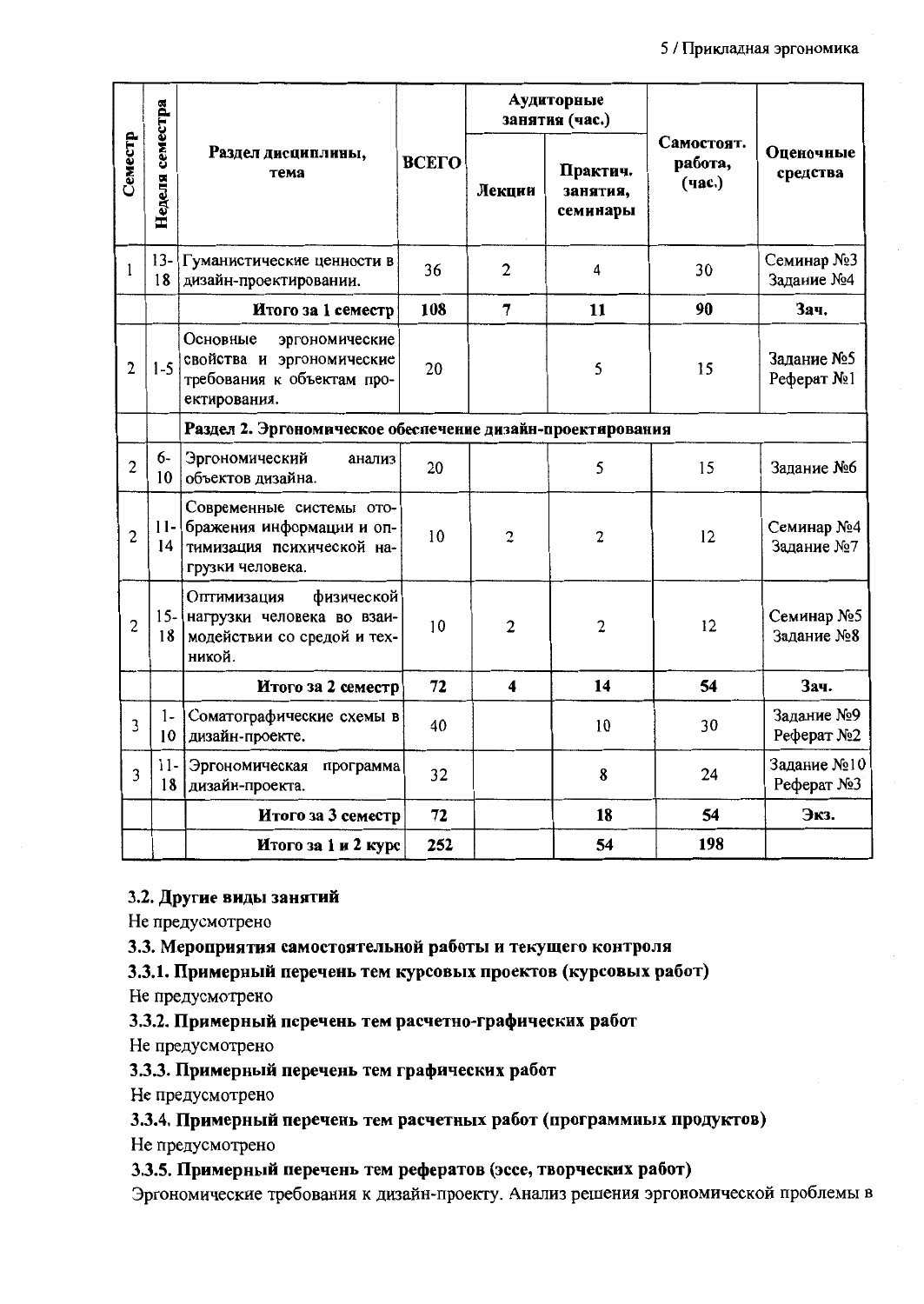| Семестр | Неделя семестра | Раздел дисциплины, тема | ВСЕГО | Аудиторные занятия (час.) | | Самостоят. работа, (час.) | Оценочные средства |
|---|---|---|---|---|---|---|---|
| | | | | Лекции | Практич. занятия, семинары | | |
| 1 | 13-18 | Гуманистические ценности в дизайн-проектировании. | 36 | 2 | 4 | 30 | Семинар №3 Задание №4 |
| | | **Итого за 1 семестр** | **108** | **7** | **11** | **90** | **Зач.** |
| 2 | 1-5 | Основные эргономические свойства и эргономические требования к объектам проектирования. | 20 | | 5 | 15 | Задание №5 Реферат №1 |
| | | **Раздел 2. Эргономическое обеспечение дизайн-проектирования** | | | | | |
| 2 | 6-10 | Эргономический анализ объектов дизайна. | 20 | | 5 | 15 | Задание №6 |
| 2 | 11-14 | Современные системы отображения информации и оптимизация психической нагрузки человека. | 10 | 2 | 2 | 12 | Семинар №4 Задание №7 |
| 2 | 15-18 | Оптимизация физической нагрузки человека во взаимодействии со средой и техникой. | 10 | 2 | 2 | 12 | Семинар №5 Задание №8 |
| | | **Итого за 2 семестр** | **72** | **4** | **14** | **54** | **Зач.** |
| 3 | 1-10 | Соматографические схемы в дизайн-проекте. | 40 | | 10 | 30 | Задание №9 Реферат №2 |
| 3 | 11-18 | Эргономическая программа дизайн-проекта. | 32 | | 8 | 24 | Задание №10 Реферат №3 |
| | | **Итого за 3 семестр** | **72** | | **18** | **54** | **Экз.** |
| | | **Итого за 1 и 2 курс** | **252** | | **54** | **198** | |

**3.2. Другие виды занятий**

Не предусмотрено

**3.3. Мероприятия самостоятельной работы и текущего контроля**

**3.3.1. Примерный перечень тем курсовых проектов (курсовых работ)**

Не предусмотрено

**3.3.2. Примерный перечень тем расчетно-графических работ**

Не предусмотрено

**3.3.3. Примерный перечень тем графических работ**

Не предусмотрено

**3.3.4. Примерный перечень тем расчетных работ (программных продуктов)**

Не предусмотрено

**3.3.5. Примерный перечень тем рефератов (эссе, творческих работ)**

Эргономические требования к дизайн-проекту. Анализ решения эргономической проблемы в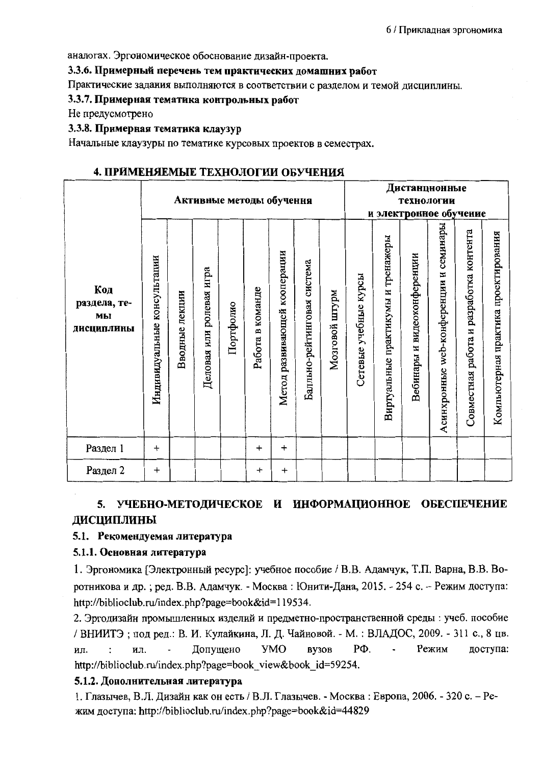аналогах. Эргономическое обоснование дизайн-проекта.

**3.3.6. Примерный перечень тем практических домашних работ**

Практические задания выполняются в соответствии с разделом и темой дисциплины.

**3.3.7. Примерная тематика контрольных работ**

Не предусмотрено

**3.3.8. Примерная тематика клаузур**

Начальные клаузуры по тематике курсовых проектов в семестрах.

## 4. ПРИМЕНЯЕМЫЕ ТЕХНОЛОГИИ ОБУЧЕНИЯ

| Код раздела, темы дисциплины | Активные методы обучения | | | | | | | | Дистанционные технологии и электронное обучение | | | | | |
|---|---|---|---|---|---|---|---|---|---|---|---|---|---|---|
| | Индивидуальные консультации | Вводные лекции | Деловая или ролевая игра | Портфолио | Работа в команде | Метод развивающей кооперации | Балльно-рейтинговая система | Мозговой штурм | Сетевые учебные курсы | Виртуальные практикумы и тренажеры | Вебинары и видеоконференции | Асинхронные web-конференции и семинары | Совместная работа и разработка контента | Компьютерная практика проектирования |
| Раздел 1 | + | | | | + | + | | | | | | | | |
| Раздел 2 | + | | | | + | + | | | | | | | | |

## 5. УЧЕБНО-МЕТОДИЧЕСКОЕ И ИНФОРМАЦИОННОЕ ОБЕСПЕЧЕНИЕ ДИСЦИПЛИНЫ

### 5.1. Рекомендуемая литература

**5.1.1. Основная литература**

1. Эргономика [Электронный ресурс]: учебное пособие / В.В. Адамчук, Т.П. Варна, В.В. Воротникова и др. ; ред. В.В. Адамчук. - Москва : Юнити-Дана, 2015. - 254 с. -- Режим доступа: http://biblioclub.ru/index.php?page=book&id=119534.

2. Эргодизайн промышленных изделий и предметно-пространственной среды : учеб. пособие / ВНИИТЭ ; под ред.: В. И. Кулайкина, Л. Д. Чайновой. - М. : ВЛАДОС, 2009. - 311 с., 8 цв. ил. : ил. - Допущено УМО вузов РФ. - Режим доступа: http://biblioclub.ru/index.php?page=book_view&book_id=59254.

**5.1.2. Дополнительная литература**

1. Глазычев, В.Л. Дизайн как он есть / В.Л. Глазычев. - Москва : Европа, 2006. - 320 с. – Режим доступа: http://biblioclub.ru/index.php?page=book&id=44829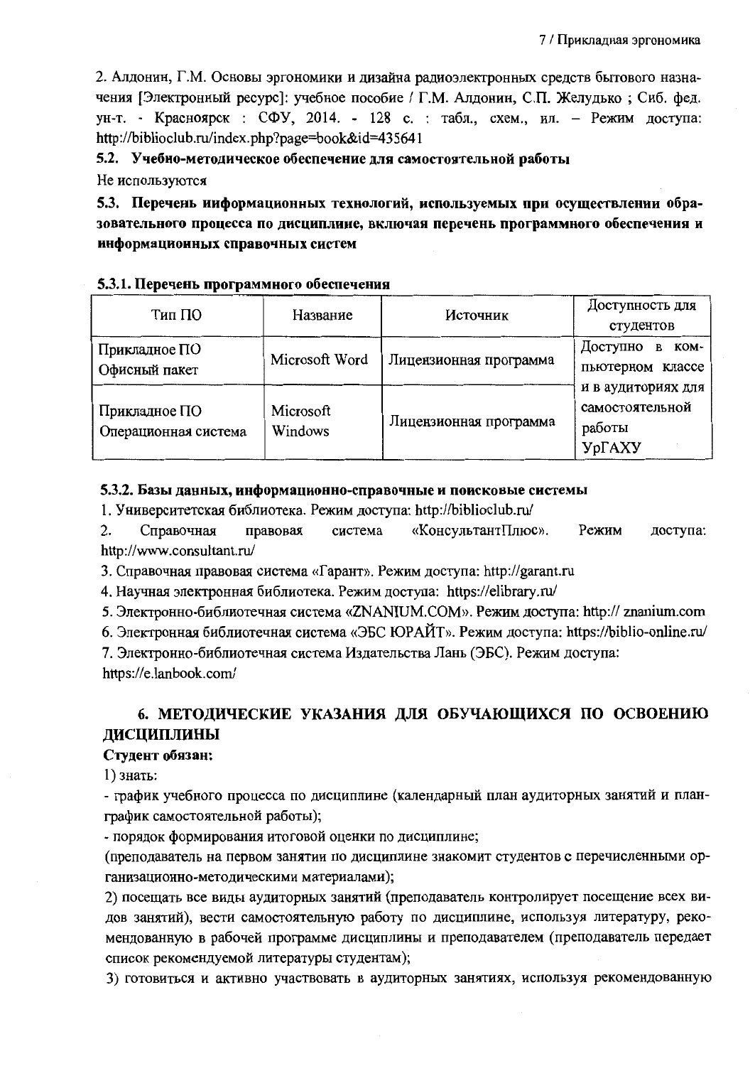2. Алдонин, Г.М. Основы эргономики и дизайна радиоэлектронных средств бытового назначения [Электронный ресурс]: учебное пособие / Г.М. Алдонин, С.П. Желудько ; Сиб. фед. ун-т. - Красноярск : СФУ, 2014. - 128 с. : табл., схем., ил. – Режим доступа: http://biblioclub.ru/index.php?page=book&id=435641

### 5.2. Учебно-методическое обеспечение для самостоятельной работы

Не используются

### 5.3. Перечень информационных технологий, используемых при осуществлении образовательного процесса по дисциплине, включая перечень программного обеспечения и информационных справочных систем

#### 5.3.1. Перечень программного обеспечения

| Тип ПО | Название | Источник | Доступность для студентов |
|---|---|---|---|
| Прикладное ПО Офисный пакет | Microsoft Word | Лицензионная программа | Доступно в компьютерном классе и в аудиториях для самостоятельной работы УрГАХУ |
| Прикладное ПО Операционная система | Microsoft Windows | Лицензионная программа | |

#### 5.3.2. Базы данных, информационно-справочные и поисковые системы

1. Университетская библиотека. Режим доступа: http://biblioclub.ru/
2. Справочная правовая система «КонсультантПлюс». Режим доступа: http://www.consultant.ru/
3. Справочная правовая система «Гарант». Режим доступа: http://garant.ru
4. Научная электронная библиотека. Режим доступа: https://elibrary.ru/
5. Электронно-библиотечная система «ZNANIUM.COM». Режим доступа: http:// znanium.com
6. Электронная библиотечная система «ЭБС ЮРАЙТ». Режим доступа: https://biblio-online.ru/
7. Электронно-библиотечная система Издательства Лань (ЭБС). Режим доступа: https://e.lanbook.com/

## 6. МЕТОДИЧЕСКИЕ УКАЗАНИЯ ДЛЯ ОБУЧАЮЩИХСЯ ПО ОСВОЕНИЮ ДИСЦИПЛИНЫ

**Студент обязан:**

1) знать:

- график учебного процесса по дисциплине (календарный план аудиторных занятий и план-график самостоятельной работы);
- порядок формирования итоговой оценки по дисциплине;

(преподаватель на первом занятии по дисциплине знакомит студентов с перечисленными организационно-методическими материалами);

2) посещать все виды аудиторных занятий (преподаватель контролирует посещение всех видов занятий), вести самостоятельную работу по дисциплине, используя литературу, рекомендованную в рабочей программе дисциплины и преподавателем (преподаватель передает список рекомендуемой литературы студентам);

3) готовиться и активно участвовать в аудиторных занятиях, используя рекомендованную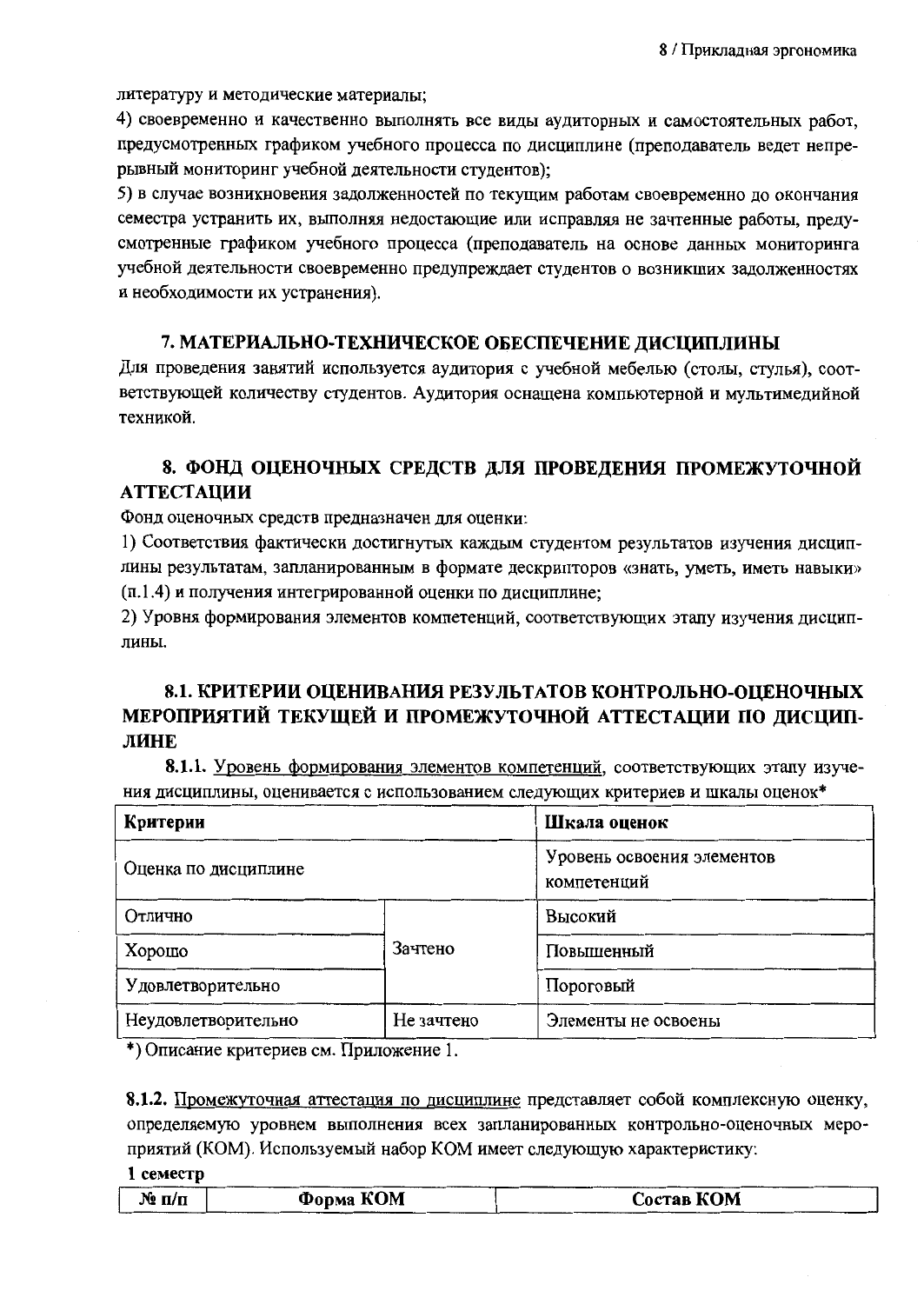литературу и методические материалы;

4) своевременно и качественно выполнять все виды аудиторных и самостоятельных работ, предусмотренных графиком учебного процесса по дисциплине (преподаватель ведет непрерывный мониторинг учебной деятельности студентов);

5) в случае возникновения задолженностей по текущим работам своевременно до окончания семестра устранить их, выполняя недостающие или исправляя не зачтенные работы, предусмотренные графиком учебного процесса (преподаватель на основе данных мониторинга учебной деятельности своевременно предупреждает студентов о возникших задолженностях и необходимости их устранения).

## 7. МАТЕРИАЛЬНО-ТЕХНИЧЕСКОЕ ОБЕСПЕЧЕНИЕ ДИСЦИПЛИНЫ

Для проведения занятий используется аудитория с учебной мебелью (столы, стулья), соответствующей количеству студентов. Аудитория оснащена компьютерной и мультимедийной техникой.

## 8. ФОНД ОЦЕНОЧНЫХ СРЕДСТВ ДЛЯ ПРОВЕДЕНИЯ ПРОМЕЖУТОЧНОЙ АТТЕСТАЦИИ

Фонд оценочных средств предназначен для оценки:

1) Соответствия фактически достигнутых каждым студентом результатов изучения дисциплины результатам, запланированным в формате дескрипторов «знать, уметь, иметь навыки» (п.1.4) и получения интегрированной оценки по дисциплине;

2) Уровня формирования элементов компетенций, соответствующих этапу изучения дисциплины.

## 8.1. КРИТЕРИИ ОЦЕНИВАНИЯ РЕЗУЛЬТАТОВ КОНТРОЛЬНО-ОЦЕНОЧНЫХ МЕРОПРИЯТИЙ ТЕКУЩЕЙ И ПРОМЕЖУТОЧНОЙ АТТЕСТАЦИИ ПО ДИСЦИПЛИНЕ

**8.1.1.** Уровень формирования элементов компетенций, соответствующих этапу изучения дисциплины, оценивается с использованием следующих критериев и шкалы оценок*

| Критерии | | Шкала оценок |
|---|---|---|
| Оценка по дисциплине | | Уровень освоения элементов компетенций |
| Отлично | Зачтено | Высокий |
| Хорошо | | Повышенный |
| Удовлетворительно | | Пороговый |
| Неудовлетворительно | Не зачтено | Элементы не освоены |

*) Описание критериев см. Приложение 1.

**8.1.2.** Промежуточная аттестация по дисциплине представляет собой комплексную оценку, определяемую уровнем выполнения всех запланированных контрольно-оценочных мероприятий (КОМ). Используемый набор КОМ имеет следующую характеристику:

**1 семестр**

| № п/п | Форма КОМ | Состав КОМ |
|---|---|---|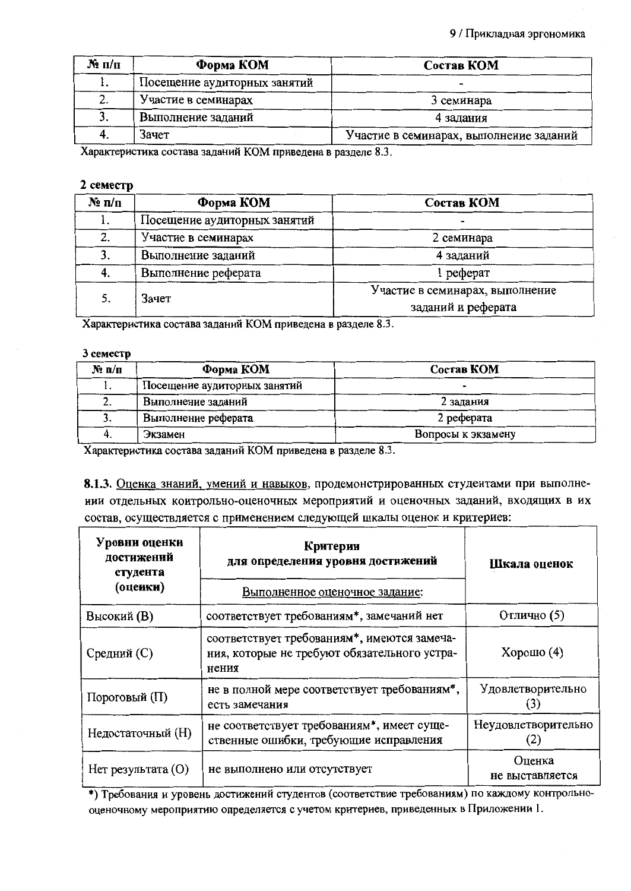| № п/п | Форма КОМ | Состав КОМ |
|---|---|---|
| 1. | Посещение аудиторных занятий | - |
| 2. | Участие в семинарах | 3 семинара |
| 3. | Выполнение заданий | 4 задания |
| 4. | Зачет | Участие в семинарах, выполнение заданий |

Характеристика состава заданий КОМ приведена в разделе 8.3.

**2 семестр**

| № п/п | Форма КОМ | Состав КОМ |
|---|---|---|
| 1. | Посещение аудиторных занятий | - |
| 2. | Участие в семинарах | 2 семинара |
| 3. | Выполнение заданий | 4 заданий |
| 4. | Выполнение реферата | 1 реферат |
| 5. | Зачет | Участие в семинарах, выполнение заданий и реферата |

Характеристика состава заданий КОМ приведена в разделе 8.3.

**3 семестр**

| № п/п | Форма КОМ | Состав КОМ |
|---|---|---|
| 1. | Посещение аудиторных занятий | - |
| 2. | Выполнение заданий | 2 задания |
| 3. | Выполнение реферата | 2 реферата |
| 4. | Экзамен | Вопросы к экзамену |

Характеристика состава заданий КОМ приведена в разделе 8.3.

**8.1.3.** Оценка знаний, умений и навыков, продемонстрированных студентами при выполнении отдельных контрольно-оценочных мероприятий и оценочных заданий, входящих в их состав, осуществляется с применением следующей шкалы оценок и критериев:

| Уровни оценки достижений студента (оценки) | Критерии для определения уровня достижений<br>Выполненное оценочное задание: | Шкала оценок |
|---|---|---|
| Высокий (В) | соответствует требованиям*, замечаний нет | Отлично (5) |
| Средний (С) | соответствует требованиям*, имеются замечания, которые не требуют обязательного устранения | Хорошо (4) |
| Пороговый (П) | не в полной мере соответствует требованиям*, есть замечания | Удовлетворительно (3) |
| Недостаточный (Н) | не соответствует требованиям*, имеет существенные ошибки, требующие исправления | Неудовлетворительно (2) |
| Нет результата (О) | не выполнено или отсутствует | Оценка не выставляется |

*) Требования и уровень достижений студентов (соответствие требованиям) по каждому контрольно-оценочному мероприятию определяется с учетом критериев, приведенных в Приложении 1.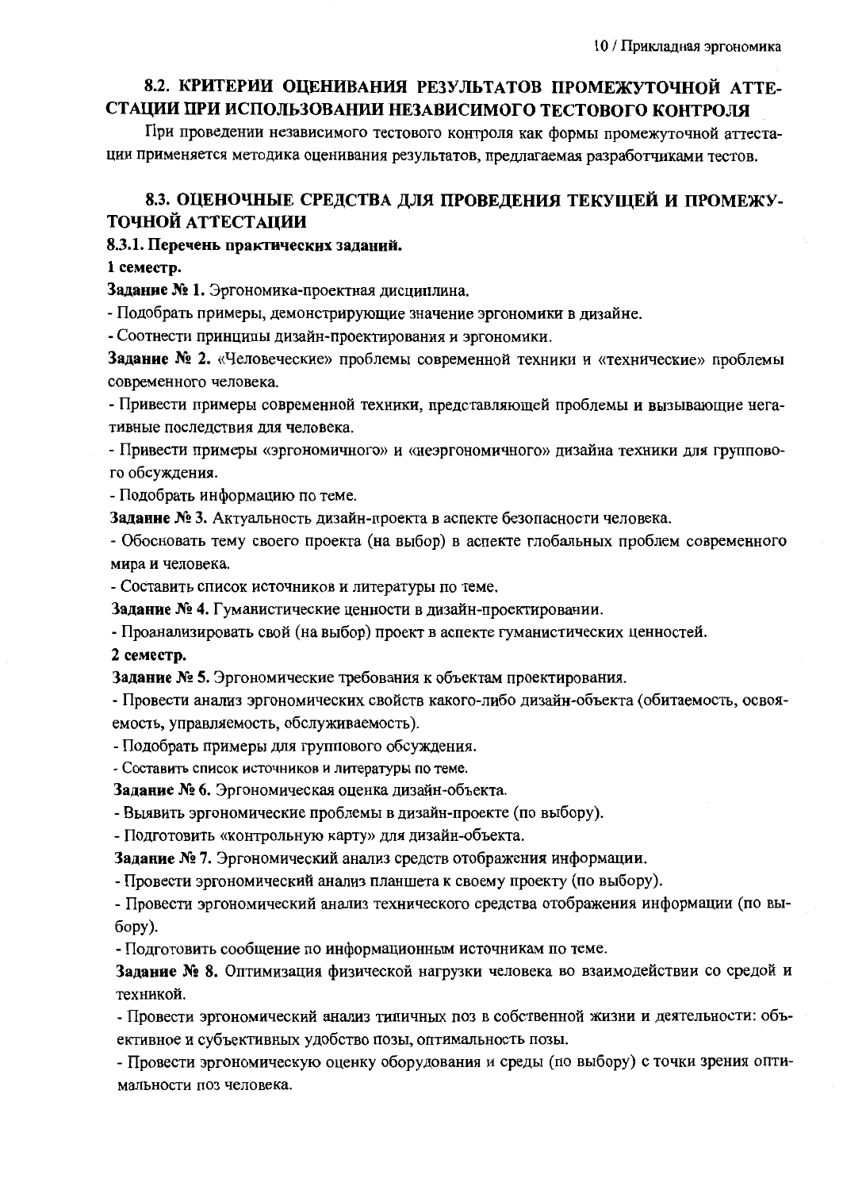## 8.2. КРИТЕРИИ ОЦЕНИВАНИЯ РЕЗУЛЬТАТОВ ПРОМЕЖУТОЧНОЙ АТТЕСТАЦИИ ПРИ ИСПОЛЬЗОВАНИИ НЕЗАВИСИМОГО ТЕСТОВОГО КОНТРОЛЯ

При проведении независимого тестового контроля как формы промежуточной аттестации применяется методика оценивания результатов, предлагаемая разработчиками тестов.

## 8.3. ОЦЕНОЧНЫЕ СРЕДСТВА ДЛЯ ПРОВЕДЕНИЯ ТЕКУЩЕЙ И ПРОМЕЖУТОЧНОЙ АТТЕСТАЦИИ

**8.3.1. Перечень практических заданий.**

**1 семестр.**

**Задание № 1.** Эргономика-проектная дисциплина.

- Подобрать примеры, демонстрирующие значение эргономики в дизайне.
- Соотнести принципы дизайн-проектирования и эргономики.

**Задание № 2.** «Человеческие» проблемы современной техники и «технические» проблемы современного человека.

- Привести примеры современной техники, представляющей проблемы и вызывающие негативные последствия для человека.
- Привести примеры «эргономичного» и «неэргономичного» дизайна техники для группового обсуждения.
- Подобрать информацию по теме.

**Задание № 3.** Актуальность дизайн-проекта в аспекте безопасности человека.

- Обосновать тему своего проекта (на выбор) в аспекте глобальных проблем современного мира и человека.
- Составить список источников и литературы по теме.

**Задание № 4.** Гуманистические ценности в дизайн-проектировании.

- Проанализировать свой (на выбор) проект в аспекте гуманистических ценностей.

**2 семестр.**

**Задание № 5.** Эргономические требования к объектам проектирования.

- Провести анализ эргономических свойств какого-либо дизайн-объекта (обитаемость, осваиваемость, управляемость, обслуживаемость).
- Подобрать примеры для группового обсуждения.
- Составить список источников и литературы по теме.

**Задание № 6.** Эргономическая оценка дизайн-объекта.

- Выявить эргономические проблемы в дизайн-проекте (по выбору).
- Подготовить «контрольную карту» для дизайн-объекта.

**Задание № 7.** Эргономический анализ средств отображения информации.

- Провести эргономический анализ планшета к своему проекту (по выбору).
- Провести эргономический анализ технического средства отображения информации (по выбору).
- Подготовить сообщение по информационным источникам по теме.

**Задание № 8.** Оптимизация физической нагрузки человека во взаимодействии со средой и техникой.

- Провести эргономический анализ типичных поз в собственной жизни и деятельности: объективное и субъективных удобство позы, оптимальность позы.
- Провести эргономическую оценку оборудования и среды (по выбору) с точки зрения оптимальности поз человека.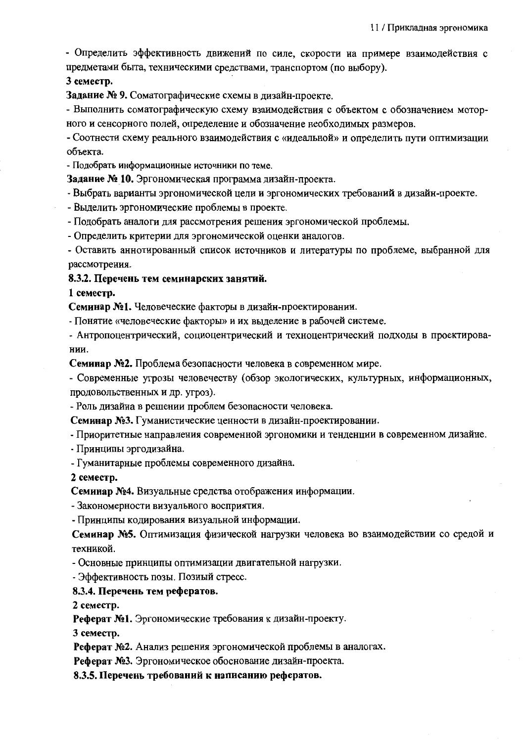- Определить эффективность движений по силе, скорости на примере взаимодействия с предметами быта, техническими средствами, транспортом (по выбору).

**3 семестр.**

**Задание № 9.** Соматографические схемы в дизайн-проекте.

- Выполнить соматографическую схему взаимодействия с объектом с обозначением моторного и сенсорного полей, определение и обозначение необходимых размеров.
- Соотнести схему реального взаимодействия с «идеальной» и определить пути оптимизации объекта.
- Подобрать информационные источники по теме.

**Задание № 10.** Эргономическая программа дизайн-проекта.

- Выбрать варианты эргономической цели и эргономических требований в дизайн-проекте.
- Выделить эргономические проблемы в проекте.
- Подобрать аналоги для рассмотрения решения эргономической проблемы.
- Определить критерии для эргономической оценки аналогов.
- Оставить аннотированный список источников и литературы по проблеме, выбранной для рассмотрения.

**8.3.2. Перечень тем семинарских занятий.**

**1 семестр.**

**Семинар №1.** Человеческие факторы в дизайн-проектировании.

- Понятие «человеческие факторы» и их выделение в рабочей системе.
- Антропоцентрический, социоцентрический и техноцентрический подходы в проектировании.

**Семинар №2.** Проблема безопасности человека в современном мире.

- Современные угрозы человечеству (обзор экологических, культурных, информационных, продовольственных и др. угроз).
- Роль дизайна в решении проблем безопасности человека.

**Семинар №3.** Гуманистические ценности в дизайн-проектировании.

- Приоритетные направления современной эргономики и тенденции в современном дизайне.
- Принципы эргодизайна.
- Гуманитарные проблемы современного дизайна.

**2 семестр.**

**Семинар №4.** Визуальные средства отображения информации.

- Закономерности визуального восприятия.
- Принципы кодирования визуальной информации.

**Семинар №5.** Оптимизация физической нагрузки человека во взаимодействии со средой и техникой.

- Основные принципы оптимизации двигательной нагрузки.
- Эффективность позы. Позный стресс.

**8.3.4. Перечень тем рефератов.**

**2 семестр.**

**Реферат №1.** Эргономические требования к дизайн-проекту.

**3 семестр.**

**Реферат №2.** Анализ решения эргономической проблемы в аналогах.

**Реферат №3.** Эргономическое обоснование дизайн-проекта.

**8.3.5. Перечень требований к написанию рефератов.**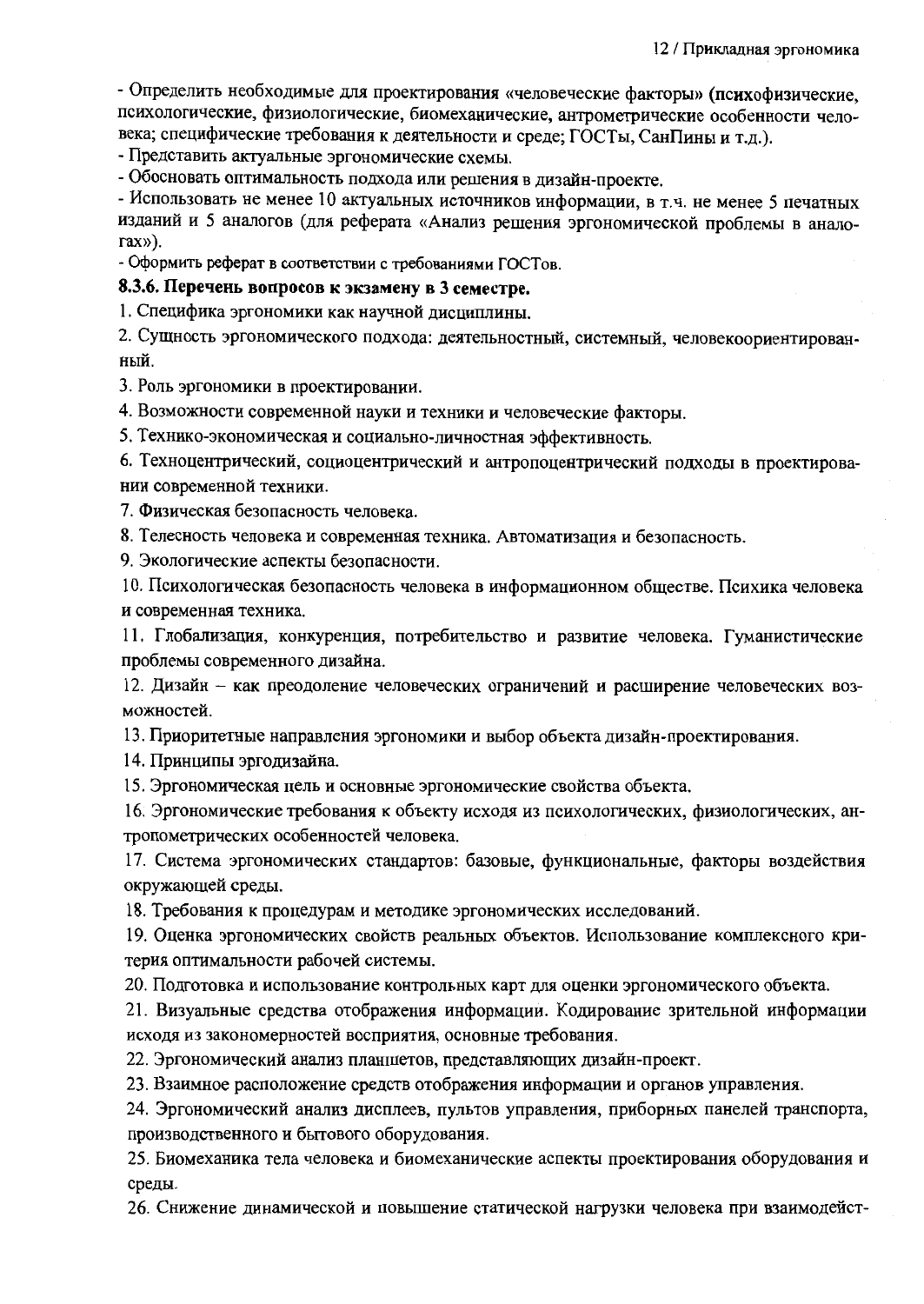- Определить необходимые для проектирования «человеческие факторы» (психофизические, психологические, физиологические, биомеханические, антропометрические особенности человека; специфические требования к деятельности и среде; ГОСТы, СанПины и т.д.).
- Представить актуальные эргономические схемы.
- Обосновать оптимальность подхода или решения в дизайн-проекте.
- Использовать не менее 10 актуальных источников информации, в т.ч. не менее 5 печатных изданий и 5 аналогов (для реферата «Анализ решения эргономической проблемы в аналогах»).
- Оформить реферат в соответствии с требованиями ГОСТов.

**8.3.6. Перечень вопросов к экзамену в 3 семестре.**

1. Специфика эргономики как научной дисциплины.
2. Сущность эргономического подхода: деятельностный, системный, человекоориентированный.
3. Роль эргономики в проектировании.
4. Возможности современной науки и техники и человеческие факторы.
5. Технико-экономическая и социально-личностная эффективность.
6. Техноцентрический, социоцентрический и антропоцентрический подходы в проектировании современной техники.
7. Физическая безопасность человека.
8. Телесность человека и современная техника. Автоматизация и безопасность.
9. Экологические аспекты безопасности.
10. Психологическая безопасность человека в информационном обществе. Психика человека и современная техника.
11. Глобализация, конкуренция, потребительство и развитие человека. Гуманистические проблемы современного дизайна.
12. Дизайн – как преодоление человеческих ограничений и расширение человеческих возможностей.
13. Приоритетные направления эргономики и выбор объекта дизайн-проектирования.
14. Принципы эргодизайна.
15. Эргономическая цель и основные эргономические свойства объекта.
16. Эргономические требования к объекту исходя из психологических, физиологических, антропометрических особенностей человека.
17. Система эргономических стандартов: базовые, функциональные, факторы воздействия окружающей среды.
18. Требования к процедурам и методике эргономических исследований.
19. Оценка эргономических свойств реальных объектов. Использование комплексного критерия оптимальности рабочей системы.
20. Подготовка и использование контрольных карт для оценки эргономического объекта.
21. Визуальные средства отображения информации. Кодирование зрительной информации исходя из закономерностей восприятия, основные требования.
22. Эргономический анализ планшетов, представляющих дизайн-проект.
23. Взаимное расположение средств отображения информации и органов управления.
24. Эргономический анализ дисплеев, пультов управления, приборных панелей транспорта, производственного и бытового оборудования.
25. Биомеханика тела человека и биомеханические аспекты проектирования оборудования и среды.
26. Снижение динамической и повышение статической нагрузки человека при взаимодейст-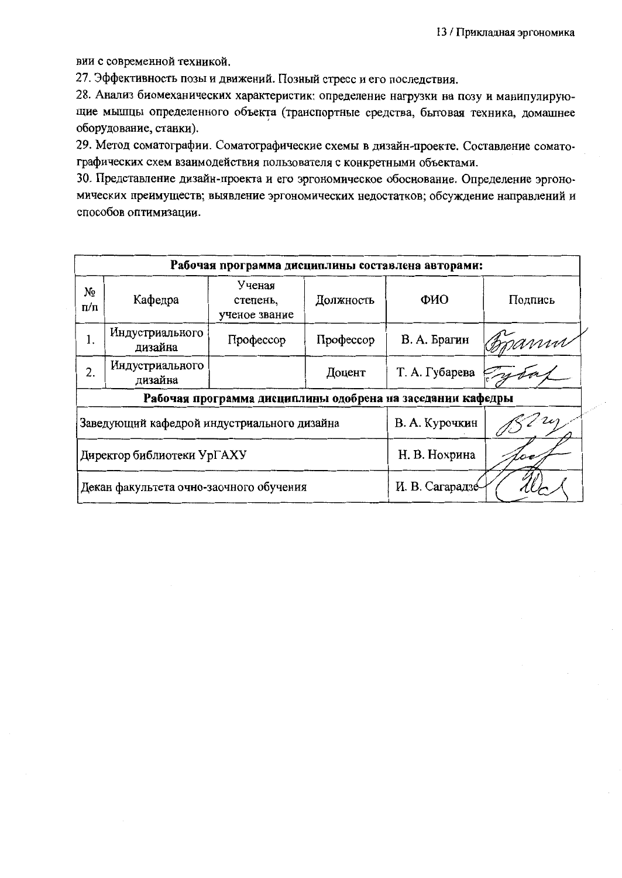вии с современной техникой.

27. Эффективность позы и движений. Позный стресс и его последствия.

28. Анализ биомеханических характеристик: определение нагрузки на позу и манипулирующие мышцы определенного объекта (транспортные средства, бытовая техника, домашнее оборудование, станки).

29. Метод соматографии. Соматографические схемы в дизайн-проекте. Составление соматографических схем взаимодействия пользователя с конкретными объектами.

30. Представление дизайн-проекта и его эргономическое обоснование. Определение эргономических преимуществ; выявление эргономических недостатков; обсуждение направлений и способов оптимизации.

| **Рабочая программа дисциплины составлена авторами:** | | | | | |
|---|---|---|---|---|---|
| № п/п | Кафедра | Ученая степень, ученое звание | Должность | ФИО | Подпись |
| 1. | Индустриального дизайна | Профессор | Профессор | В. А. Брагин | |
| 2. | Индустриального дизайна | | Доцент | Т. А. Губарева | |
| **Рабочая программа дисциплины одобрена на заседании кафедры** | | | | | |
| Заведующий кафедрой индустриального дизайна | | | | В. А. Курочкин | |
| Директор библиотеки УрГАХУ | | | | Н. В. Нохрина | |
| Декан факультета очно-заочного обучения | | | | И. В. Сагарадзе | |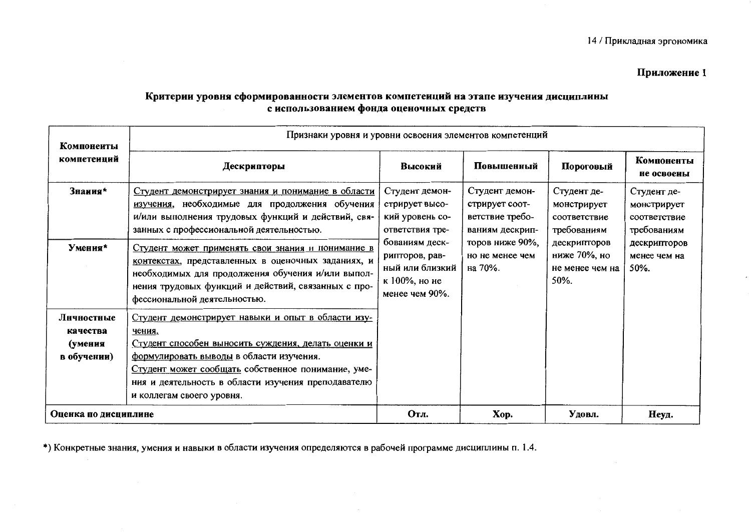**Приложение 1**

## Критерии уровня сформированности элементов компетенций на этапе изучения дисциплины с использованием фонда оценочных средств

| Компоненты компетенций | Признаки уровня и уровни освоения элементов компетенций | | | | |
|---|---|---|---|---|---|
| | **Дескрипторы** | **Высокий** | **Повышенный** | **Пороговый** | **Компоненты не освоены** |
| **Знания*** | Студент демонстрирует знания и понимание в области изучения, необходимые для продолжения обучения и/или выполнения трудовых функций и действий, связанных с профессиональной деятельностью. | Студент демонстрирует высокий уровень соответствия требованиям дескрипторов, равный или близкий к 100%, но не менее чем 90%. | Студент демонстрирует соответствие требованиям дескрипторов ниже 90%, но не менее чем на 70%. | Студент демонстрирует соответствие требованиям дескрипторов ниже 70%, но не менее чем на 50%. | Студент демонстрирует соответствие требованиям дескрипторов менее чем на 50%. |
| **Умения*** | Студент может применять свои знания и понимание в контекстах, представленных в оценочных заданиях, и необходимых для продолжения обучения и/или выполнения трудовых функций и действий, связанных с профессиональной деятельностью. | | | | |
| **Личностные качества (умения в обучении)** | Студент демонстрирует навыки и опыт в области изучения. Студент способен выносить суждения, делать оценки и формулировать выводы в области изучения. Студент может сообщать собственное понимание, умения и деятельность в области изучения преподавателю и коллегам своего уровня. | | | | |
| **Оценка по дисциплине** | | **Отл.** | **Хор.** | **Удовл.** | **Неуд.** |

*) Конкретные знания, умения и навыки в области изучения определяются в рабочей программе дисциплины п. 1.4.